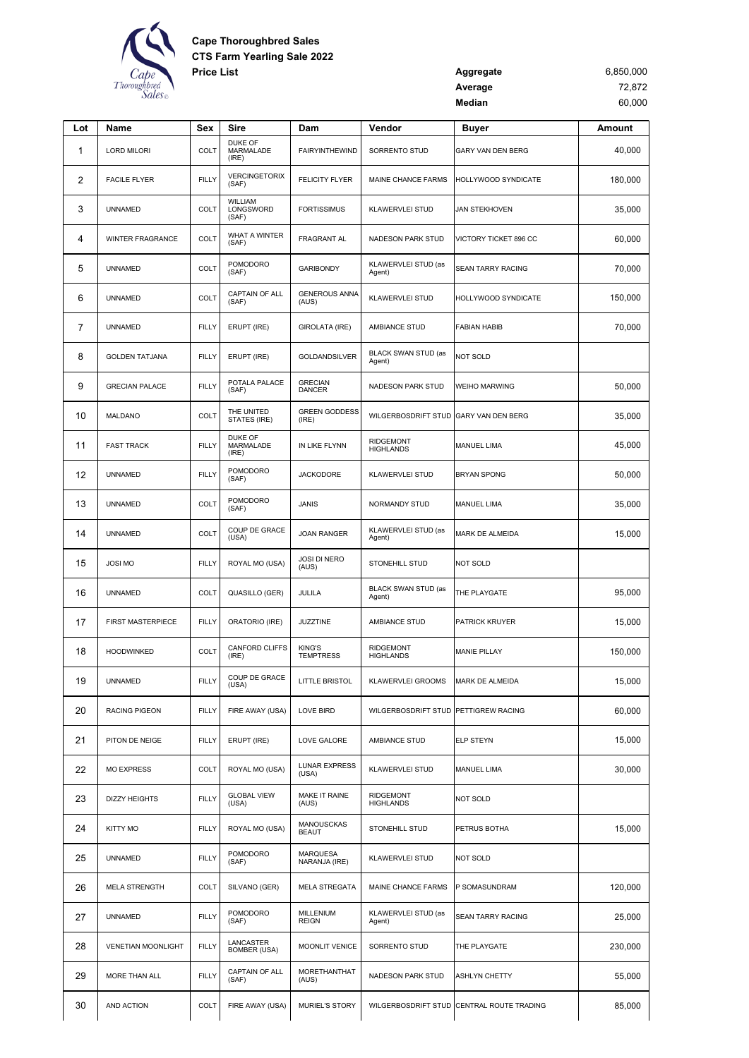**Cape Thoroughbred Sales**
**CTS Farm Yearling Sale 2022**
**Price List**

| | |
|---|---|
| **Aggregate** | 6,850,000 |
| **Average** | 72,872 |
| **Median** | 60,000 |

| Lot | Name | Sex | Sire | Dam | Vendor | Buyer | Amount |
|---|---|---|---|---|---|---|---|
| 1 | LORD MILORI | COLT | DUKE OF MARMALADE (IRE) | FAIRYINTHEWIND | SORRENTO STUD | GARY VAN DEN BERG | 40,000 |
| 2 | FACILE FLYER | FILLY | VERCINGETORIX (SAF) | FELICITY FLYER | MAINE CHANCE FARMS | HOLLYWOOD SYNDICATE | 180,000 |
| 3 | UNNAMED | COLT | WILLIAM LONGSWORD (SAF) | FORTISSIMUS | KLAWERVLEI STUD | JAN STEKHOVEN | 35,000 |
| 4 | WINTER FRAGRANCE | COLT | WHAT A WINTER (SAF) | FRAGRANT AL | NADESON PARK STUD | VICTORY TICKET 896 CC | 60,000 |
| 5 | UNNAMED | COLT | POMODORO (SAF) | GARIBONDY | KLAWERVLEI STUD (as Agent) | SEAN TARRY RACING | 70,000 |
| 6 | UNNAMED | COLT | CAPTAIN OF ALL (SAF) | GENEROUS ANNA (AUS) | KLAWERVLEI STUD | HOLLYWOOD SYNDICATE | 150,000 |
| 7 | UNNAMED | FILLY | ERUPT (IRE) | GIROLATA (IRE) | AMBIANCE STUD | FABIAN HABIB | 70,000 |
| 8 | GOLDEN TATJANA | FILLY | ERUPT (IRE) | GOLDANDSILVER | BLACK SWAN STUD (as Agent) | NOT SOLD | |
| 9 | GRECIAN PALACE | FILLY | POTALA PALACE (SAF) | GRECIAN DANCER | NADESON PARK STUD | WEIHO MARWING | 50,000 |
| 10 | MALDANO | COLT | THE UNITED STATES (IRE) | GREEN GODDESS (IRE) | WILGERBOSDRIFT STUD | GARY VAN DEN BERG | 35,000 |
| 11 | FAST TRACK | FILLY | DUKE OF MARMALADE (IRE) | IN LIKE FLYNN | RIDGEMONT HIGHLANDS | MANUEL LIMA | 45,000 |
| 12 | UNNAMED | FILLY | POMODORO (SAF) | JACKODORE | KLAWERVLEI STUD | BRYAN SPONG | 50,000 |
| 13 | UNNAMED | COLT | POMODORO (SAF) | JANIS | NORMANDY STUD | MANUEL LIMA | 35,000 |
| 14 | UNNAMED | COLT | COUP DE GRACE (USA) | JOAN RANGER | KLAWERVLEI STUD (as Agent) | MARK DE ALMEIDA | 15,000 |
| 15 | JOSI MO | FILLY | ROYAL MO (USA) | JOSI DI NERO (AUS) | STONEHILL STUD | NOT SOLD | |
| 16 | UNNAMED | COLT | QUASILLO (GER) | JULILA | BLACK SWAN STUD (as Agent) | THE PLAYGATE | 95,000 |
| 17 | FIRST MASTERPIECE | FILLY | ORATORIO (IRE) | JUZZTINE | AMBIANCE STUD | PATRICK KRUYER | 15,000 |
| 18 | HOODWINKED | COLT | CANFORD CLIFFS (IRE) | KING'S TEMPTRESS | RIDGEMONT HIGHLANDS | MANIE PILLAY | 150,000 |
| 19 | UNNAMED | FILLY | COUP DE GRACE (USA) | LITTLE BRISTOL | KLAWERVLEI GROOMS | MARK DE ALMEIDA | 15,000 |
| 20 | RACING PIGEON | FILLY | FIRE AWAY (USA) | LOVE BIRD | WILGERBOSDRIFT STUD | PETTIGREW RACING | 60,000 |
| 21 | PITON DE NEIGE | FILLY | ERUPT (IRE) | LOVE GALORE | AMBIANCE STUD | ELP STEYN | 15,000 |
| 22 | MO EXPRESS | COLT | ROYAL MO (USA) | LUNAR EXPRESS (USA) | KLAWERVLEI STUD | MANUEL LIMA | 30,000 |
| 23 | DIZZY HEIGHTS | FILLY | GLOBAL VIEW (USA) | MAKE IT RAINE (AUS) | RIDGEMONT HIGHLANDS | NOT SOLD | |
| 24 | KITTY MO | FILLY | ROYAL MO (USA) | MANOUSCKAS BEAUT | STONEHILL STUD | PETRUS BOTHA | 15,000 |
| 25 | UNNAMED | FILLY | POMODORO (SAF) | MARQUESA NARANJA (IRE) | KLAWERVLEI STUD | NOT SOLD | |
| 26 | MELA STRENGTH | COLT | SILVANO (GER) | MELA STREGATA | MAINE CHANCE FARMS | P SOMASUNDRAM | 120,000 |
| 27 | UNNAMED | FILLY | POMODORO (SAF) | MILLENIUM REIGN | KLAWERVLEI STUD (as Agent) | SEAN TARRY RACING | 25,000 |
| 28 | VENETIAN MOONLIGHT | FILLY | LANCASTER BOMBER (USA) | MOONLIT VENICE | SORRENTO STUD | THE PLAYGATE | 230,000 |
| 29 | MORE THAN ALL | FILLY | CAPTAIN OF ALL (SAF) | MORETHANTHAT (AUS) | NADESON PARK STUD | ASHLYN CHETTY | 55,000 |
| 30 | AND ACTION | COLT | FIRE AWAY (USA) | MURIEL'S STORY | WILGERBOSDRIFT STUD | CENTRAL ROUTE TRADING | 85,000 |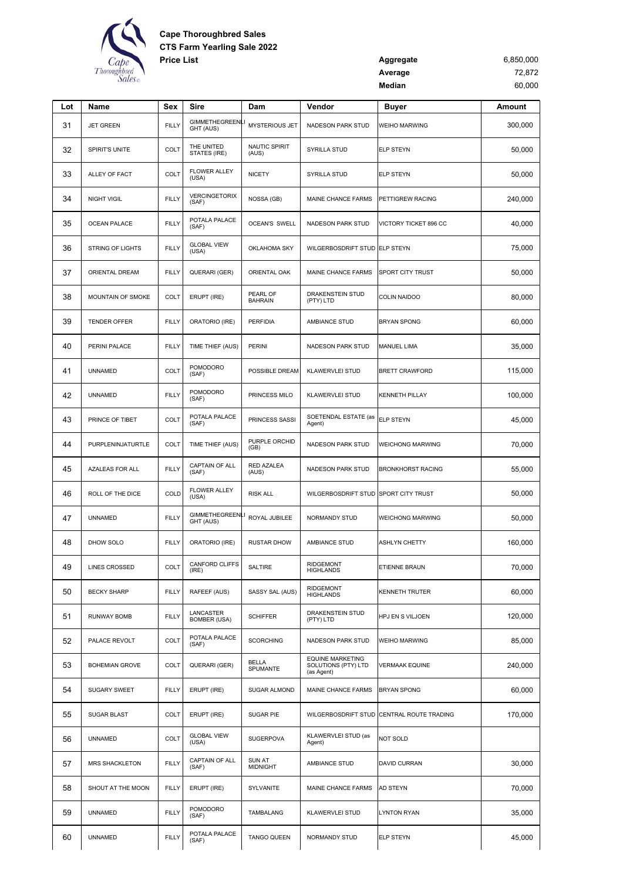**Cape Thoroughbred Sales**
**CTS Farm Yearling Sale 2022**
**Price List**

| | |
|---|---|
| **Aggregate** | 6,850,000 |
| **Average** | 72,872 |
| **Median** | 60,000 |

| Lot | Name | Sex | Sire | Dam | Vendor | Buyer | Amount |
|---|---|---|---|---|---|---|---|
| 31 | JET GREEN | FILLY | GIMMETHEGREENLIGHT (AUS) | MYSTERIOUS JET | NADESON PARK STUD | WEIHO MARWING | 300,000 |
| 32 | SPIRIT'S UNITE | COLT | THE UNITED STATES (IRE) | NAUTIC SPIRIT (AUS) | SYRILLA STUD | ELP STEYN | 50,000 |
| 33 | ALLEY OF FACT | COLT | FLOWER ALLEY (USA) | NICETY | SYRILLA STUD | ELP STEYN | 50,000 |
| 34 | NIGHT VIGIL | FILLY | VERCINGETORIX (SAF) | NOSSA (GB) | MAINE CHANCE FARMS | PETTIGREW RACING | 240,000 |
| 35 | OCEAN PALACE | FILLY | POTALA PALACE (SAF) | OCEAN'S SWELL | NADESON PARK STUD | VICTORY TICKET 896 CC | 40,000 |
| 36 | STRING OF LIGHTS | FILLY | GLOBAL VIEW (USA) | OKLAHOMA SKY | WILGERBOSDRIFT STUD | ELP STEYN | 75,000 |
| 37 | ORIENTAL DREAM | FILLY | QUERARI (GER) | ORIENTAL OAK | MAINE CHANCE FARMS | SPORT CITY TRUST | 50,000 |
| 38 | MOUNTAIN OF SMOKE | COLT | ERUPT (IRE) | PEARL OF BAHRAIN | DRAKENSTEIN STUD (PTY) LTD | COLIN NAIDOO | 80,000 |
| 39 | TENDER OFFER | FILLY | ORATORIO (IRE) | PERFIDIA | AMBIANCE STUD | BRYAN SPONG | 60,000 |
| 40 | PERINI PALACE | FILLY | TIME THIEF (AUS) | PERINI | NADESON PARK STUD | MANUEL LIMA | 35,000 |
| 41 | UNNAMED | COLT | POMODORO (SAF) | POSSIBLE DREAM | KLAWERVLEI STUD | BRETT CRAWFORD | 115,000 |
| 42 | UNNAMED | FILLY | POMODORO (SAF) | PRINCESS MILO | KLAWERVLEI STUD | KENNETH PILLAY | 100,000 |
| 43 | PRINCE OF TIBET | COLT | POTALA PALACE (SAF) | PRINCESS SASSI | SOETENDAL ESTATE (as Agent) | ELP STEYN | 45,000 |
| 44 | PURPLENINJATURTLE | COLT | TIME THIEF (AUS) | PURPLE ORCHID (GB) | NADESON PARK STUD | WEICHONG MARWING | 70,000 |
| 45 | AZALEAS FOR ALL | FILLY | CAPTAIN OF ALL (SAF) | RED AZALEA (AUS) | NADESON PARK STUD | BRONKHORST RACING | 55,000 |
| 46 | ROLL OF THE DICE | COLD | FLOWER ALLEY (USA) | RISK ALL | WILGERBOSDRIFT STUD | SPORT CITY TRUST | 50,000 |
| 47 | UNNAMED | FILLY | GIMMETHEGREENLIGHT (AUS) | ROYAL JUBILEE | NORMANDY STUD | WEICHONG MARWING | 50,000 |
| 48 | DHOW SOLO | FILLY | ORATORIO (IRE) | RUSTAR DHOW | AMBIANCE STUD | ASHLYN CHETTY | 160,000 |
| 49 | LINES CROSSED | COLT | CANFORD CLIFFS (IRE) | SALTIRE | RIDGEMONT HIGHLANDS | ETIENNE BRAUN | 70,000 |
| 50 | BECKY SHARP | FILLY | RAFEEF (AUS) | SASSY SAL (AUS) | RIDGEMONT HIGHLANDS | KENNETH TRUTER | 60,000 |
| 51 | RUNWAY BOMB | FILLY | LANCASTER BOMBER (USA) | SCHIFFER | DRAKENSTEIN STUD (PTY) LTD | HPJ EN S VILJOEN | 120,000 |
| 52 | PALACE REVOLT | COLT | POTALA PALACE (SAF) | SCORCHING | NADESON PARK STUD | WEIHO MARWING | 85,000 |
| 53 | BOHEMIAN GROVE | COLT | QUERARI (GER) | BELLA SPUMANTE | EQUINE MARKETING SOLUTIONS (PTY) LTD (as Agent) | VERMAAK EQUINE | 240,000 |
| 54 | SUGARY SWEET | FILLY | ERUPT (IRE) | SUGAR ALMOND | MAINE CHANCE FARMS | BRYAN SPONG | 60,000 |
| 55 | SUGAR BLAST | COLT | ERUPT (IRE) | SUGAR PIE | WILGERBOSDRIFT STUD | CENTRAL ROUTE TRADING | 170,000 |
| 56 | UNNAMED | COLT | GLOBAL VIEW (USA) | SUGERPOVA | KLAWERVLEI STUD (as Agent) | NOT SOLD | |
| 57 | MRS SHACKLETON | FILLY | CAPTAIN OF ALL (SAF) | SUN AT MIDNIGHT | AMBIANCE STUD | DAVID CURRAN | 30,000 |
| 58 | SHOUT AT THE MOON | FILLY | ERUPT (IRE) | SYLVANITE | MAINE CHANCE FARMS | AD STEYN | 70,000 |
| 59 | UNNAMED | FILLY | POMODORO (SAF) | TAMBALANG | KLAWERVLEI STUD | LYNTON RYAN | 35,000 |
| 60 | UNNAMED | FILLY | POTALA PALACE (SAF) | TANGO QUEEN | NORMANDY STUD | ELP STEYN | 45,000 |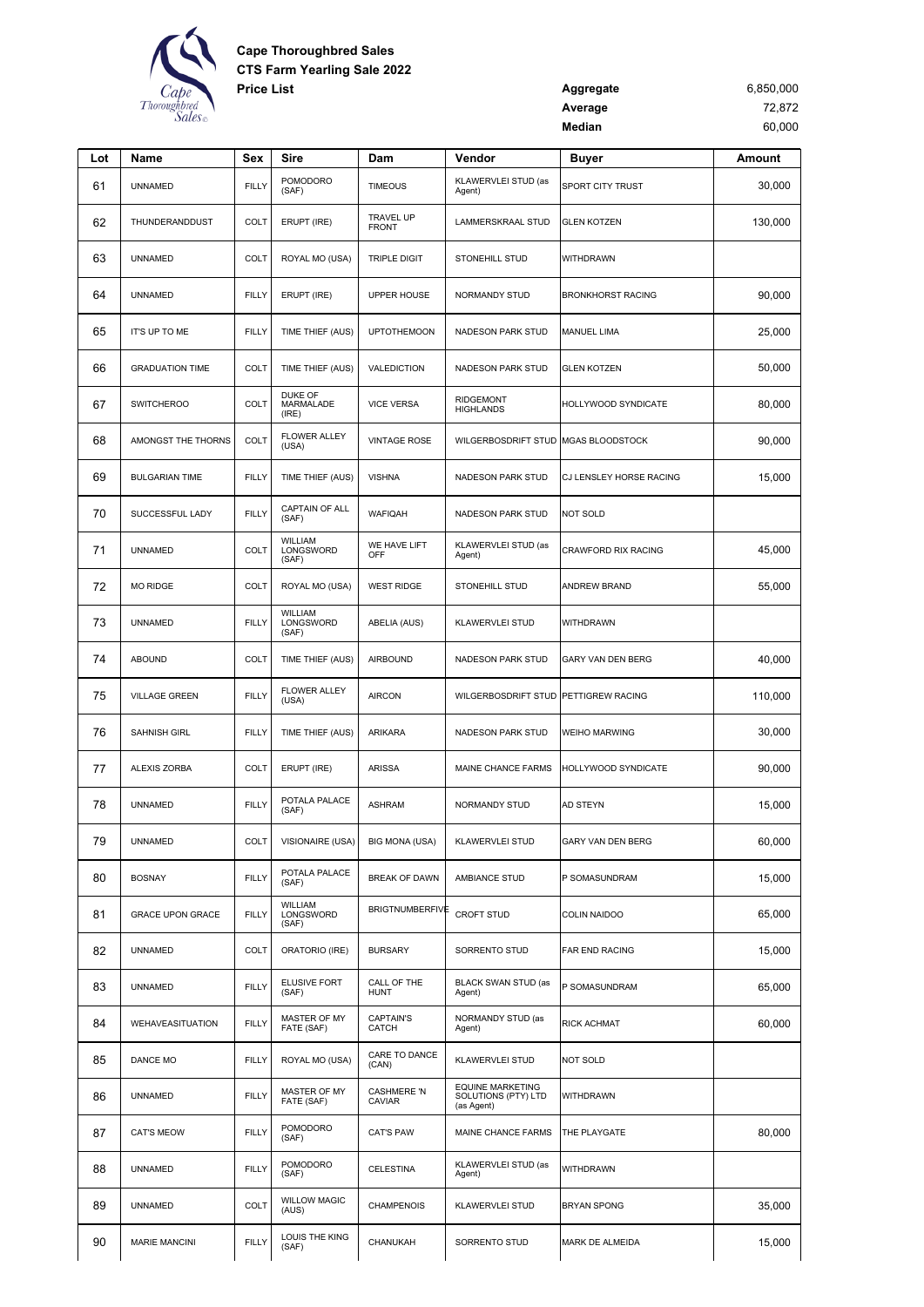**Cape Thoroughbred Sales**
**CTS Farm Yearling Sale 2022**
**Price List**

| | |
|---|---|
| **Aggregate** | 6,850,000 |
| **Average** | 72,872 |
| **Median** | 60,000 |

| Lot | Name | Sex | Sire | Dam | Vendor | Buyer | Amount |
|---|---|---|---|---|---|---|---|
| 61 | UNNAMED | FILLY | POMODORO (SAF) | TIMEOUS | KLAWERVLEI STUD (as Agent) | SPORT CITY TRUST | 30,000 |
| 62 | THUNDERANDDUST | COLT | ERUPT (IRE) | TRAVEL UP FRONT | LAMMERSKRAAL STUD | GLEN KOTZEN | 130,000 |
| 63 | UNNAMED | COLT | ROYAL MO (USA) | TRIPLE DIGIT | STONEHILL STUD | WITHDRAWN | |
| 64 | UNNAMED | FILLY | ERUPT (IRE) | UPPER HOUSE | NORMANDY STUD | BRONKHORST RACING | 90,000 |
| 65 | IT'S UP TO ME | FILLY | TIME THIEF (AUS) | UPTOTHEMOON | NADESON PARK STUD | MANUEL LIMA | 25,000 |
| 66 | GRADUATION TIME | COLT | TIME THIEF (AUS) | VALEDICTION | NADESON PARK STUD | GLEN KOTZEN | 50,000 |
| 67 | SWITCHEROO | COLT | DUKE OF MARMALADE (IRE) | VICE VERSA | RIDGEMONT HIGHLANDS | HOLLYWOOD SYNDICATE | 80,000 |
| 68 | AMONGST THE THORNS | COLT | FLOWER ALLEY (USA) | VINTAGE ROSE | WILGERBOSDRIFT STUD | MGAS BLOODSTOCK | 90,000 |
| 69 | BULGARIAN TIME | FILLY | TIME THIEF (AUS) | VISHNA | NADESON PARK STUD | CJ LENSLEY HORSE RACING | 15,000 |
| 70 | SUCCESSFUL LADY | FILLY | CAPTAIN OF ALL (SAF) | WAFIQAH | NADESON PARK STUD | NOT SOLD | |
| 71 | UNNAMED | COLT | WILLIAM LONGSWORD (SAF) | WE HAVE LIFT OFF | KLAWERVLEI STUD (as Agent) | CRAWFORD RIX RACING | 45,000 |
| 72 | MO RIDGE | COLT | ROYAL MO (USA) | WEST RIDGE | STONEHILL STUD | ANDREW BRAND | 55,000 |
| 73 | UNNAMED | FILLY | WILLIAM LONGSWORD (SAF) | ABELIA (AUS) | KLAWERVLEI STUD | WITHDRAWN | |
| 74 | ABOUND | COLT | TIME THIEF (AUS) | AIRBOUND | NADESON PARK STUD | GARY VAN DEN BERG | 40,000 |
| 75 | VILLAGE GREEN | FILLY | FLOWER ALLEY (USA) | AIRCON | WILGERBOSDRIFT STUD | PETTIGREW RACING | 110,000 |
| 76 | SAHNISH GIRL | FILLY | TIME THIEF (AUS) | ARIKARA | NADESON PARK STUD | WEIHO MARWING | 30,000 |
| 77 | ALEXIS ZORBA | COLT | ERUPT (IRE) | ARISSA | MAINE CHANCE FARMS | HOLLYWOOD SYNDICATE | 90,000 |
| 78 | UNNAMED | FILLY | POTALA PALACE (SAF) | ASHRAM | NORMANDY STUD | AD STEYN | 15,000 |
| 79 | UNNAMED | COLT | VISIONAIRE (USA) | BIG MONA (USA) | KLAWERVLEI STUD | GARY VAN DEN BERG | 60,000 |
| 80 | BOSNAY | FILLY | POTALA PALACE (SAF) | BREAK OF DAWN | AMBIANCE STUD | P SOMASUNDRAM | 15,000 |
| 81 | GRACE UPON GRACE | FILLY | WILLIAM LONGSWORD (SAF) | BRIGTNUMBERFIVE | CROFT STUD | COLIN NAIDOO | 65,000 |
| 82 | UNNAMED | COLT | ORATORIO (IRE) | BURSARY | SORRENTO STUD | FAR END RACING | 15,000 |
| 83 | UNNAMED | FILLY | ELUSIVE FORT (SAF) | CALL OF THE HUNT | BLACK SWAN STUD (as Agent) | P SOMASUNDRAM | 65,000 |
| 84 | WEHAVEASITUATION | FILLY | MASTER OF MY FATE (SAF) | CAPTAIN'S CATCH | NORMANDY STUD (as Agent) | RICK ACHMAT | 60,000 |
| 85 | DANCE MO | FILLY | ROYAL MO (USA) | CARE TO DANCE (CAN) | KLAWERVLEI STUD | NOT SOLD | |
| 86 | UNNAMED | FILLY | MASTER OF MY FATE (SAF) | CASHMERE 'N CAVIAR | EQUINE MARKETING SOLUTIONS (PTY) LTD (as Agent) | WITHDRAWN | |
| 87 | CAT'S MEOW | FILLY | POMODORO (SAF) | CAT'S PAW | MAINE CHANCE FARMS | THE PLAYGATE | 80,000 |
| 88 | UNNAMED | FILLY | POMODORO (SAF) | CELESTINA | KLAWERVLEI STUD (as Agent) | WITHDRAWN | |
| 89 | UNNAMED | COLT | WILLOW MAGIC (AUS) | CHAMPENOIS | KLAWERVLEI STUD | BRYAN SPONG | 35,000 |
| 90 | MARIE MANCINI | FILLY | LOUIS THE KING (SAF) | CHANUKAH | SORRENTO STUD | MARK DE ALMEIDA | 15,000 |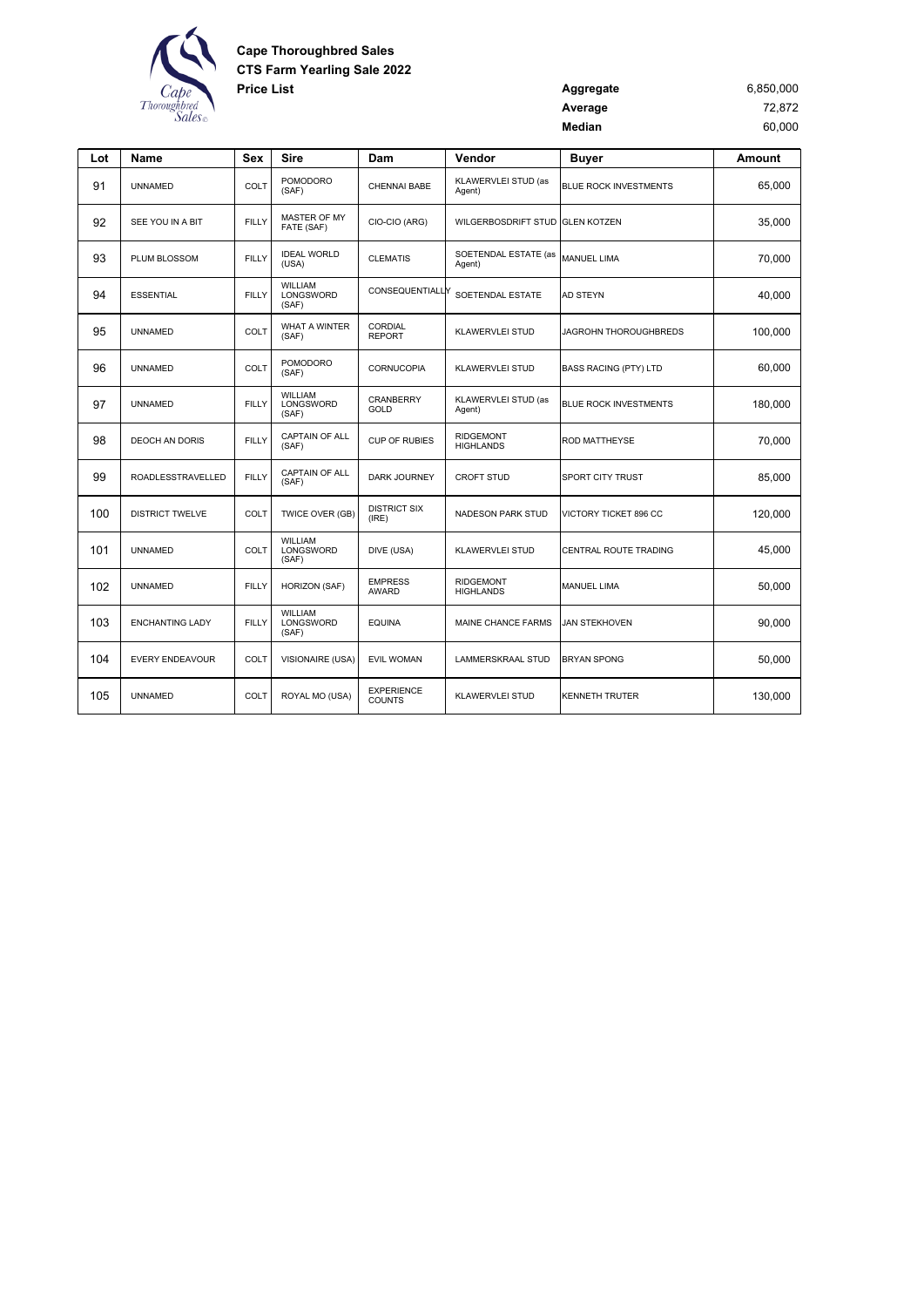**Cape Thoroughbred Sales**
**CTS Farm Yearling Sale 2022**
**Price List**

| | |
|---|---|
| **Aggregate** | 6,850,000 |
| **Average** | 72,872 |
| **Median** | 60,000 |

| Lot | Name | Sex | Sire | Dam | Vendor | Buyer | Amount |
|---|---|---|---|---|---|---|---|
| 91 | UNNAMED | COLT | POMODORO (SAF) | CHENNAI BABE | KLAWERVLEI STUD (as Agent) | BLUE ROCK INVESTMENTS | 65,000 |
| 92 | SEE YOU IN A BIT | FILLY | MASTER OF MY FATE (SAF) | CIO-CIO (ARG) | WILGERBOSDRIFT STUD | GLEN KOTZEN | 35,000 |
| 93 | PLUM BLOSSOM | FILLY | IDEAL WORLD (USA) | CLEMATIS | SOETENDAL ESTATE (as Agent) | MANUEL LIMA | 70,000 |
| 94 | ESSENTIAL | FILLY | WILLIAM LONGSWORD (SAF) | CONSEQUENTIALLY | SOETENDAL ESTATE | AD STEYN | 40,000 |
| 95 | UNNAMED | COLT | WHAT A WINTER (SAF) | CORDIAL REPORT | KLAWERVLEI STUD | JAGROHN THOROUGHBREDS | 100,000 |
| 96 | UNNAMED | COLT | POMODORO (SAF) | CORNUCOPIA | KLAWERVLEI STUD | BASS RACING (PTY) LTD | 60,000 |
| 97 | UNNAMED | FILLY | WILLIAM LONGSWORD (SAF) | CRANBERRY GOLD | KLAWERVLEI STUD (as Agent) | BLUE ROCK INVESTMENTS | 180,000 |
| 98 | DEOCH AN DORIS | FILLY | CAPTAIN OF ALL (SAF) | CUP OF RUBIES | RIDGEMONT HIGHLANDS | ROD MATTHEYSE | 70,000 |
| 99 | ROADLESSTRAVELLED | FILLY | CAPTAIN OF ALL (SAF) | DARK JOURNEY | CROFT STUD | SPORT CITY TRUST | 85,000 |
| 100 | DISTRICT TWELVE | COLT | TWICE OVER (GB) | DISTRICT SIX (IRE) | NADESON PARK STUD | VICTORY TICKET 896 CC | 120,000 |
| 101 | UNNAMED | COLT | WILLIAM LONGSWORD (SAF) | DIVE (USA) | KLAWERVLEI STUD | CENTRAL ROUTE TRADING | 45,000 |
| 102 | UNNAMED | FILLY | HORIZON (SAF) | EMPRESS AWARD | RIDGEMONT HIGHLANDS | MANUEL LIMA | 50,000 |
| 103 | ENCHANTING LADY | FILLY | WILLIAM LONGSWORD (SAF) | EQUINA | MAINE CHANCE FARMS | JAN STEKHOVEN | 90,000 |
| 104 | EVERY ENDEAVOUR | COLT | VISIONAIRE (USA) | EVIL WOMAN | LAMMERSKRAAL STUD | BRYAN SPONG | 50,000 |
| 105 | UNNAMED | COLT | ROYAL MO (USA) | EXPERIENCE COUNTS | KLAWERVLEI STUD | KENNETH TRUTER | 130,000 |